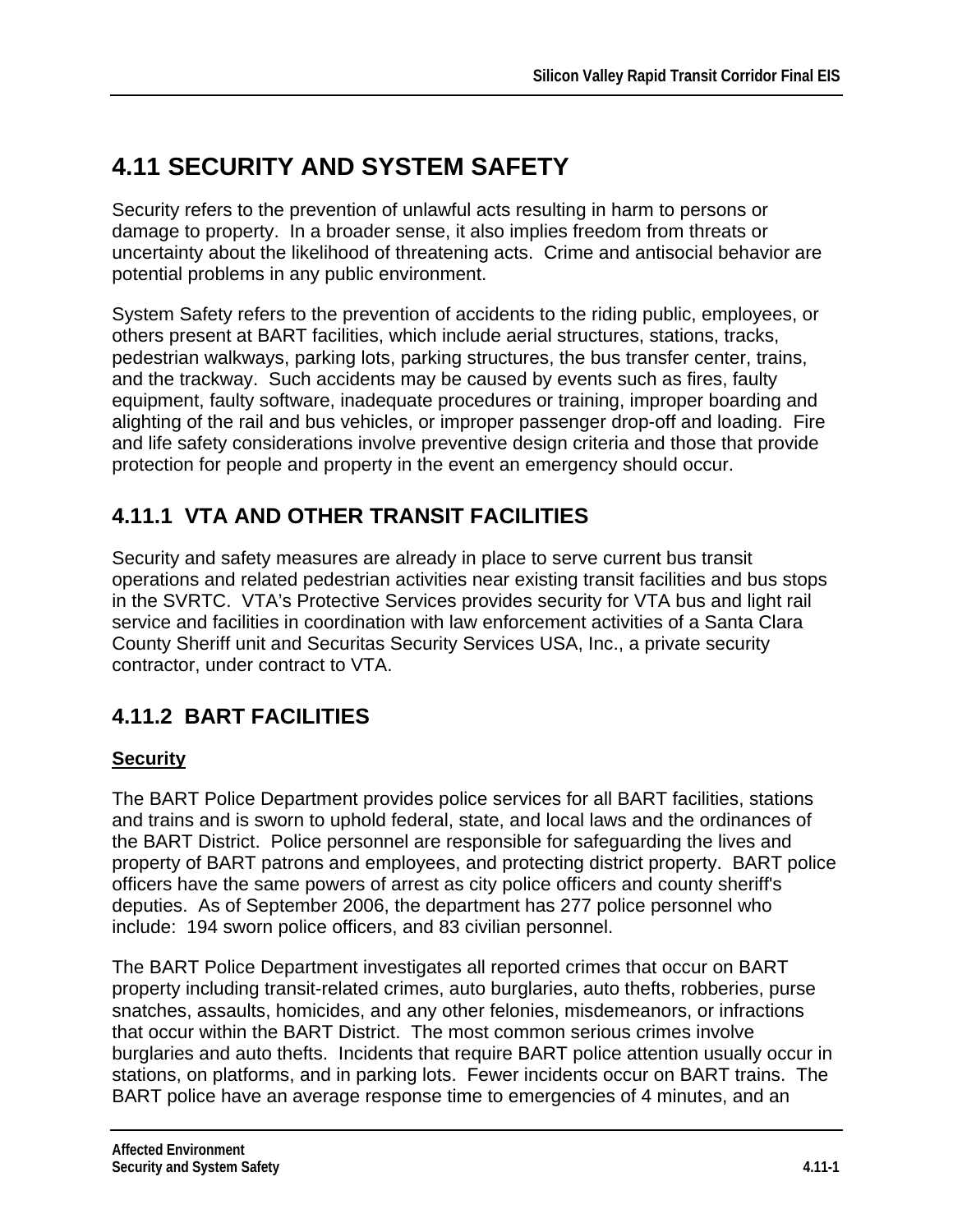# 4.11 SECURITY AND SYSTEM SAFETY

Security refers to the prevention of unlawful acts resulting in harm to persons or damage to property. In a broader sense, it also implies freedom from threats or uncertainty about the likelihood of threatening acts. Crime and antisocial behavior are potential problems in any public environment.

System Safety refers to the prevention of accidents to the riding public, employees, or others present at BART facilities, which include aerial structures, stations, tracks, pedestrian walkways, parking lots, parking structures, the bus transfer center, trains, and the trackway. Such accidents may be caused by events such as fires, faulty equipment, faulty software, inadequate procedures or training, improper boarding and alighting of the rail and bus vehicles, or improper passenger drop-off and loading. Fire and life safety considerations involve preventive design criteria and those that provide protection for people and property in the event an emergency should occur.

## 4.11.1 VTA AND OTHER TRANSIT FACILITIES

Security and safety measures are already in place to serve current bus transit operations and related pedestrian activities near existing transit facilities and bus stops in the SVRTC. VTA's Protective Services provides security for VTA bus and light rail service and facilities in coordination with law enforcement activities of a Santa Clara County Sheriff unit and Securitas Security Services USA, Inc., a private security contractor, under contract to VTA.

## 4.11.2 BART FACILITIES

**Security**

The BART Police Department provides police services for all BART facilities, stations and trains and is sworn to uphold federal, state, and local laws and the ordinances of the BART District. Police personnel are responsible for safeguarding the lives and property of BART patrons and employees, and protecting district property. BART police officers have the same powers of arrest as city police officers and county sheriff's deputies. As of September 2006, the department has 277 police personnel who include: 194 sworn police officers, and 83 civilian personnel.

The BART Police Department investigates all reported crimes that occur on BART property including transit-related crimes, auto burglaries, auto thefts, robberies, purse snatches, assaults, homicides, and any other felonies, misdemeanors, or infractions that occur within the BART District. The most common serious crimes involve burglaries and auto thefts. Incidents that require BART police attention usually occur in stations, on platforms, and in parking lots. Fewer incidents occur on BART trains. The BART police have an average response time to emergencies of 4 minutes, and an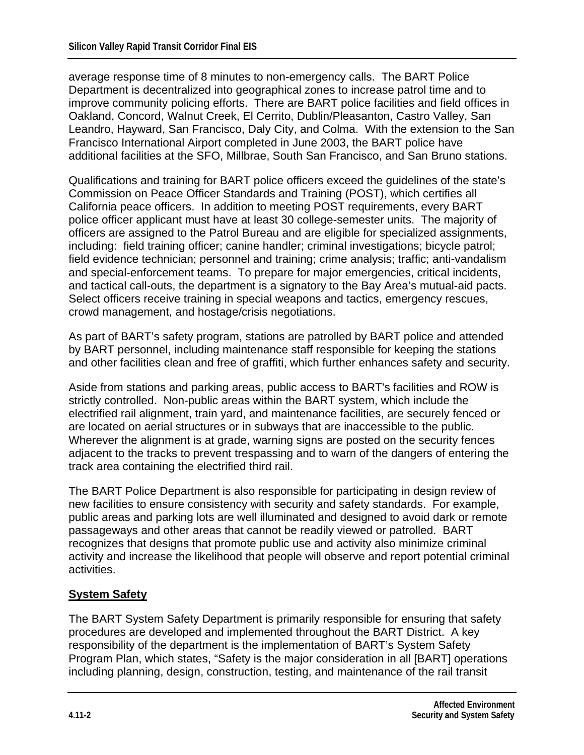average response time of 8 minutes to non-emergency calls. The BART Police Department is decentralized into geographical zones to increase patrol time and to improve community policing efforts. There are BART police facilities and field offices in Oakland, Concord, Walnut Creek, El Cerrito, Dublin/Pleasanton, Castro Valley, San Leandro, Hayward, San Francisco, Daly City, and Colma. With the extension to the San Francisco International Airport completed in June 2003, the BART police have additional facilities at the SFO, Millbrae, South San Francisco, and San Bruno stations.

Qualifications and training for BART police officers exceed the guidelines of the state's Commission on Peace Officer Standards and Training (POST), which certifies all California peace officers. In addition to meeting POST requirements, every BART police officer applicant must have at least 30 college-semester units. The majority of officers are assigned to the Patrol Bureau and are eligible for specialized assignments, including: field training officer; canine handler; criminal investigations; bicycle patrol; field evidence technician; personnel and training; crime analysis; traffic; anti-vandalism and special-enforcement teams. To prepare for major emergencies, critical incidents, and tactical call-outs, the department is a signatory to the Bay Area's mutual-aid pacts. Select officers receive training in special weapons and tactics, emergency rescues, crowd management, and hostage/crisis negotiations.

As part of BART's safety program, stations are patrolled by BART police and attended by BART personnel, including maintenance staff responsible for keeping the stations and other facilities clean and free of graffiti, which further enhances safety and security.

Aside from stations and parking areas, public access to BART's facilities and ROW is strictly controlled. Non-public areas within the BART system, which include the electrified rail alignment, train yard, and maintenance facilities, are securely fenced or are located on aerial structures or in subways that are inaccessible to the public. Wherever the alignment is at grade, warning signs are posted on the security fences adjacent to the tracks to prevent trespassing and to warn of the dangers of entering the track area containing the electrified third rail.

The BART Police Department is also responsible for participating in design review of new facilities to ensure consistency with security and safety standards. For example, public areas and parking lots are well illuminated and designed to avoid dark or remote passageways and other areas that cannot be readily viewed or patrolled. BART recognizes that designs that promote public use and activity also minimize criminal activity and increase the likelihood that people will observe and report potential criminal activities.

## System Safety

The BART System Safety Department is primarily responsible for ensuring that safety procedures are developed and implemented throughout the BART District. A key responsibility of the department is the implementation of BART's System Safety Program Plan, which states, "Safety is the major consideration in all [BART] operations including planning, design, construction, testing, and maintenance of the rail transit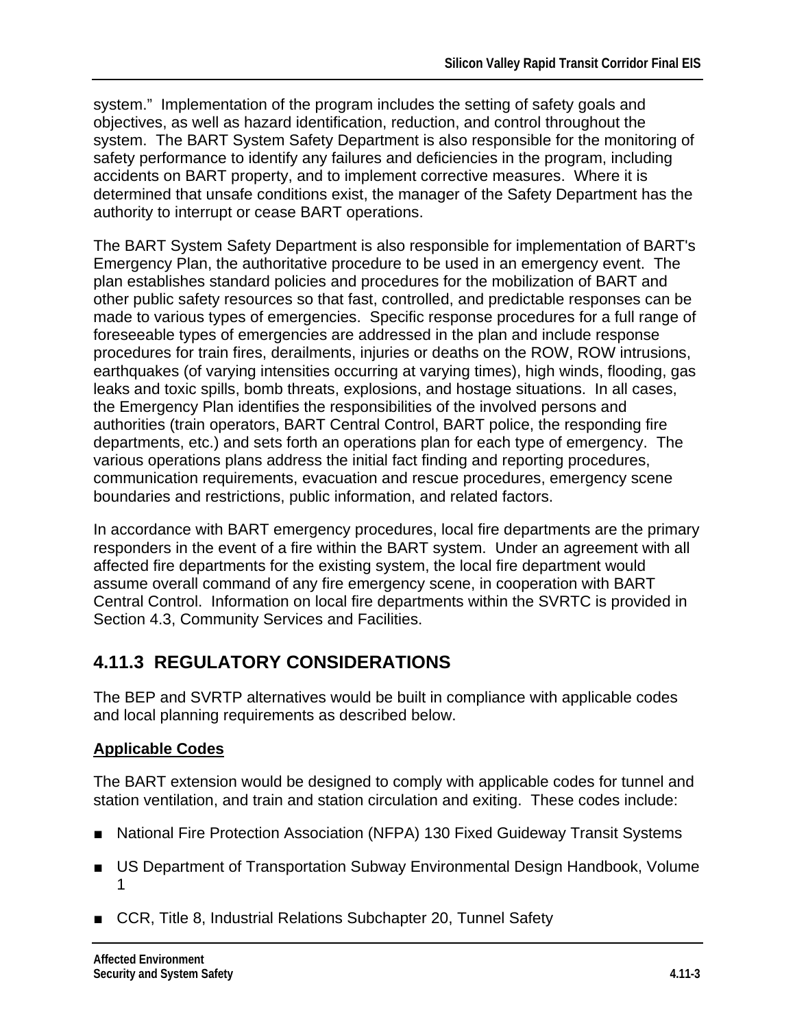system." Implementation of the program includes the setting of safety goals and objectives, as well as hazard identification, reduction, and control throughout the system. The BART System Safety Department is also responsible for the monitoring of safety performance to identify any failures and deficiencies in the program, including accidents on BART property, and to implement corrective measures. Where it is determined that unsafe conditions exist, the manager of the Safety Department has the authority to interrupt or cease BART operations.

The BART System Safety Department is also responsible for implementation of BART's Emergency Plan, the authoritative procedure to be used in an emergency event. The plan establishes standard policies and procedures for the mobilization of BART and other public safety resources so that fast, controlled, and predictable responses can be made to various types of emergencies. Specific response procedures for a full range of foreseeable types of emergencies are addressed in the plan and include response procedures for train fires, derailments, injuries or deaths on the ROW, ROW intrusions, earthquakes (of varying intensities occurring at varying times), high winds, flooding, gas leaks and toxic spills, bomb threats, explosions, and hostage situations. In all cases, the Emergency Plan identifies the responsibilities of the involved persons and authorities (train operators, BART Central Control, BART police, the responding fire departments, etc.) and sets forth an operations plan for each type of emergency. The various operations plans address the initial fact finding and reporting procedures, communication requirements, evacuation and rescue procedures, emergency scene boundaries and restrictions, public information, and related factors.

In accordance with BART emergency procedures, local fire departments are the primary responders in the event of a fire within the BART system. Under an agreement with all affected fire departments for the existing system, the local fire department would assume overall command of any fire emergency scene, in cooperation with BART Central Control. Information on local fire departments within the SVRTC is provided in Section 4.3, Community Services and Facilities.

## 4.11.3 REGULATORY CONSIDERATIONS

The BEP and SVRTP alternatives would be built in compliance with applicable codes and local planning requirements as described below.

**Applicable Codes**

The BART extension would be designed to comply with applicable codes for tunnel and station ventilation, and train and station circulation and exiting. These codes include:

- National Fire Protection Association (NFPA) 130 Fixed Guideway Transit Systems
- US Department of Transportation Subway Environmental Design Handbook, Volume 1
- CCR, Title 8, Industrial Relations Subchapter 20, Tunnel Safety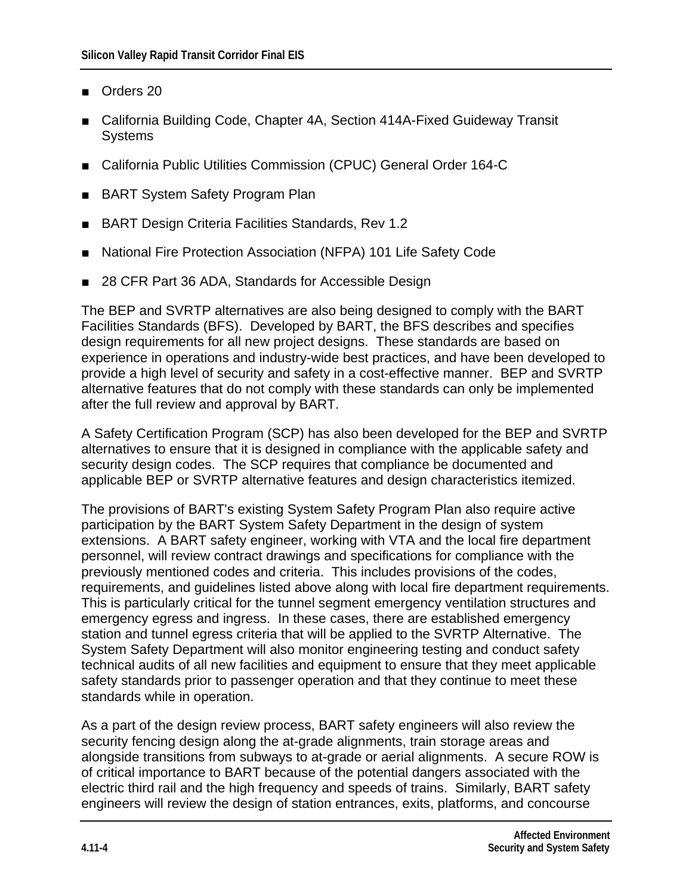- Orders 20
- California Building Code, Chapter 4A, Section 414A-Fixed Guideway Transit Systems
- California Public Utilities Commission (CPUC) General Order 164-C
- BART System Safety Program Plan
- BART Design Criteria Facilities Standards, Rev 1.2
- National Fire Protection Association (NFPA) 101 Life Safety Code
- 28 CFR Part 36 ADA, Standards for Accessible Design

The BEP and SVRTP alternatives are also being designed to comply with the BART Facilities Standards (BFS). Developed by BART, the BFS describes and specifies design requirements for all new project designs. These standards are based on experience in operations and industry-wide best practices, and have been developed to provide a high level of security and safety in a cost-effective manner. BEP and SVRTP alternative features that do not comply with these standards can only be implemented after the full review and approval by BART.

A Safety Certification Program (SCP) has also been developed for the BEP and SVRTP alternatives to ensure that it is designed in compliance with the applicable safety and security design codes. The SCP requires that compliance be documented and applicable BEP or SVRTP alternative features and design characteristics itemized.

The provisions of BART's existing System Safety Program Plan also require active participation by the BART System Safety Department in the design of system extensions. A BART safety engineer, working with VTA and the local fire department personnel, will review contract drawings and specifications for compliance with the previously mentioned codes and criteria. This includes provisions of the codes, requirements, and guidelines listed above along with local fire department requirements. This is particularly critical for the tunnel segment emergency ventilation structures and emergency egress and ingress. In these cases, there are established emergency station and tunnel egress criteria that will be applied to the SVRTP Alternative. The System Safety Department will also monitor engineering testing and conduct safety technical audits of all new facilities and equipment to ensure that they meet applicable safety standards prior to passenger operation and that they continue to meet these standards while in operation.

As a part of the design review process, BART safety engineers will also review the security fencing design along the at-grade alignments, train storage areas and alongside transitions from subways to at-grade or aerial alignments. A secure ROW is of critical importance to BART because of the potential dangers associated with the electric third rail and the high frequency and speeds of trains. Similarly, BART safety engineers will review the design of station entrances, exits, platforms, and concourse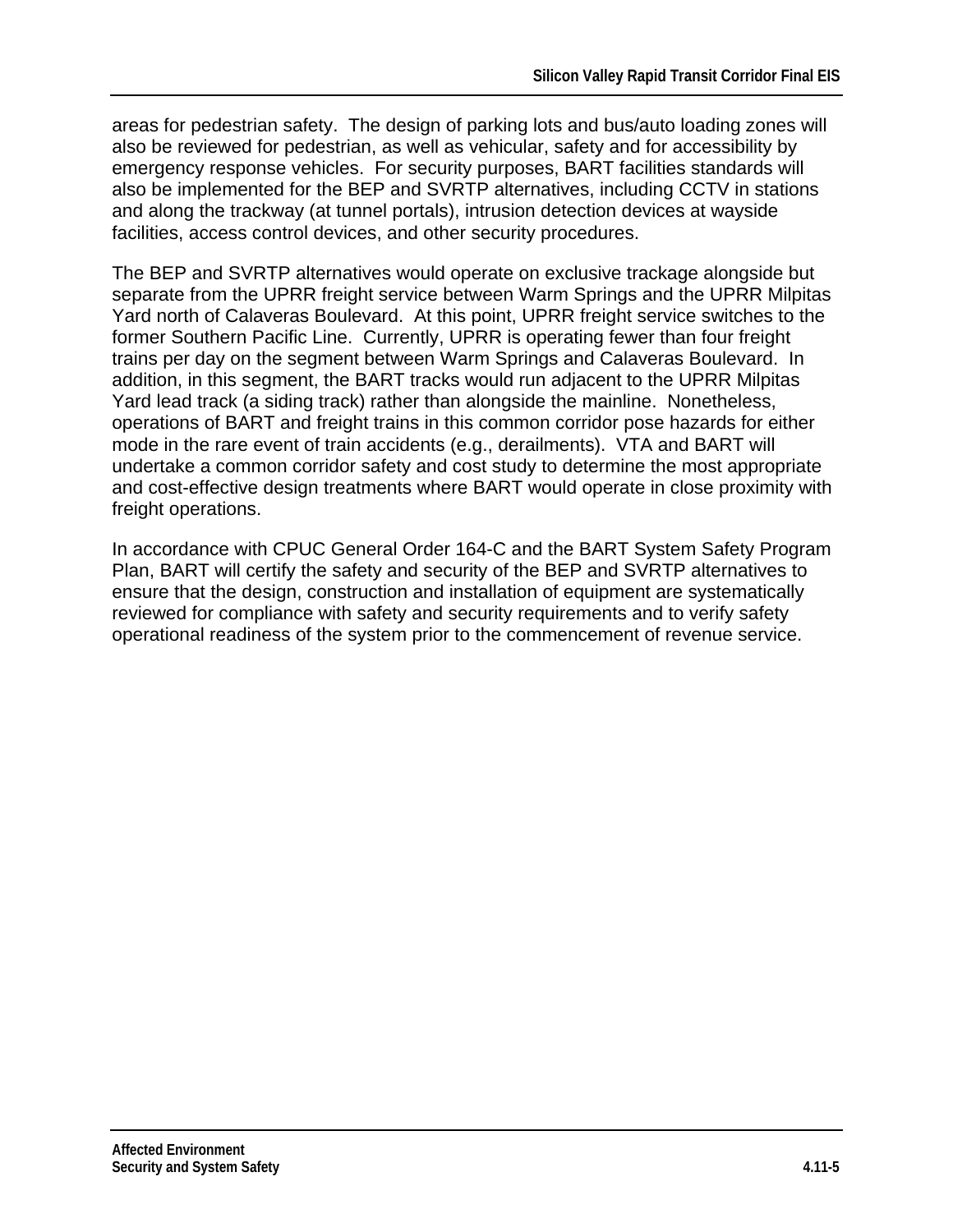areas for pedestrian safety. The design of parking lots and bus/auto loading zones will also be reviewed for pedestrian, as well as vehicular, safety and for accessibility by emergency response vehicles. For security purposes, BART facilities standards will also be implemented for the BEP and SVRTP alternatives, including CCTV in stations and along the trackway (at tunnel portals), intrusion detection devices at wayside facilities, access control devices, and other security procedures.

The BEP and SVRTP alternatives would operate on exclusive trackage alongside but separate from the UPRR freight service between Warm Springs and the UPRR Milpitas Yard north of Calaveras Boulevard. At this point, UPRR freight service switches to the former Southern Pacific Line. Currently, UPRR is operating fewer than four freight trains per day on the segment between Warm Springs and Calaveras Boulevard. In addition, in this segment, the BART tracks would run adjacent to the UPRR Milpitas Yard lead track (a siding track) rather than alongside the mainline. Nonetheless, operations of BART and freight trains in this common corridor pose hazards for either mode in the rare event of train accidents (e.g., derailments). VTA and BART will undertake a common corridor safety and cost study to determine the most appropriate and cost-effective design treatments where BART would operate in close proximity with freight operations.

In accordance with CPUC General Order 164-C and the BART System Safety Program Plan, BART will certify the safety and security of the BEP and SVRTP alternatives to ensure that the design, construction and installation of equipment are systematically reviewed for compliance with safety and security requirements and to verify safety operational readiness of the system prior to the commencement of revenue service.